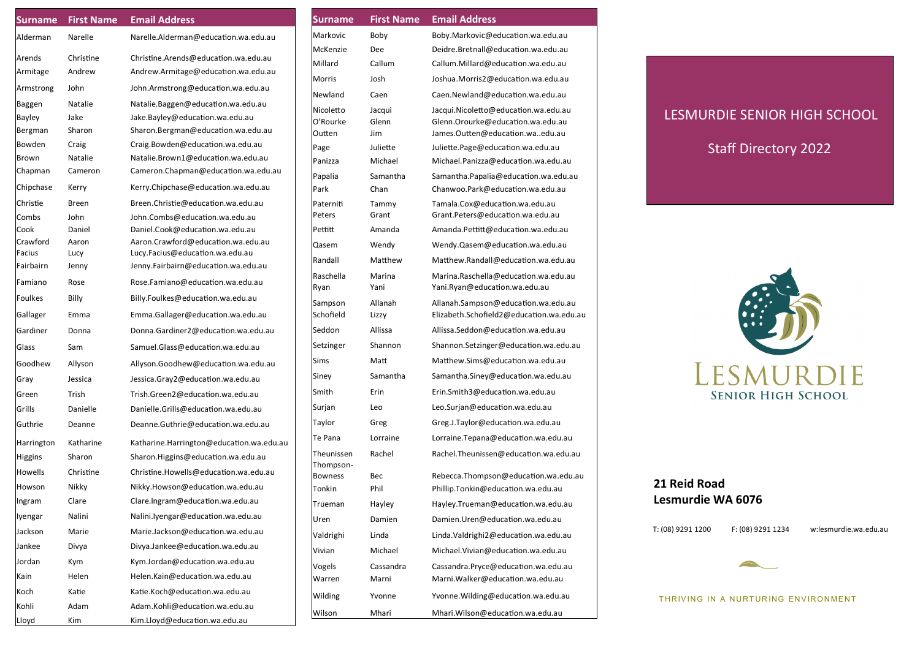# LESMURDIE SENIOR HIGH SCHOOL

## Staff Directory 2022

| Surname | First Name | Email Address |
|---|---|---|
| Alderman | Narelle | Narelle.Alderman@education.wa.edu.au |
| Arends | Christine | Christine.Arends@education.wa.edu.au |
| Armitage | Andrew | Andrew.Armitage@education.wa.edu.au |
| Armstrong | John | John.Armstrong@education.wa.edu.au |
| Baggen | Natalie | Natalie.Baggen@education.wa.edu.au |
| Bayley | Jake | Jake.Bayley@education.wa.edu.au |
| Bergman | Sharon | Sharon.Bergman@education.wa.edu.au |
| Bowden | Craig | Craig.Bowden@education.wa.edu.au |
| Brown | Natalie | Natalie.Brown1@education.wa.edu.au |
| Chapman | Cameron | Cameron.Chapman@education.wa.edu.au |
| Chipchase | Kerry | Kerry.Chipchase@education.wa.edu.au |
| Christie | Breen | Breen.Christie@education.wa.edu.au |
| Combs | John | John.Combs@education.wa.edu.au |
| Cook | Daniel | Daniel.Cook@education.wa.edu.au |
| Crawford | Aaron | Aaron.Crawford@education.wa.edu.au |
| Facius | Lucy | Lucy.Facius@education.wa.edu.au |
| Fairbairn | Jenny | Jenny.Fairbairn@education.wa.edu.au |
| Famiano | Rose | Rose.Famiano@education.wa.edu.au |
| Foulkes | Billy | Billy.Foulkes@education.wa.edu.au |
| Gallager | Emma | Emma.Gallager@education.wa.edu.au |
| Gardiner | Donna | Donna.Gardiner2@education.wa.edu.au |
| Glass | Sam | Samuel.Glass@education.wa.edu.au |
| Goodhew | Allyson | Allyson.Goodhew@education.wa.edu.au |
| Gray | Jessica | Jessica.Gray2@education.wa.edu.au |
| Green | Trish | Trish.Green2@education.wa.edu.au |
| Grills | Danielle | Danielle.Grills@education.wa.edu.au |
| Guthrie | Deanne | Deanne.Guthrie@education.wa.edu.au |
| Harrington | Katharine | Katharine.Harrington@education.wa.edu.au |
| Higgins | Sharon | Sharon.Higgins@education.wa.edu.au |
| Howells | Christine | Christine.Howells@education.wa.edu.au |
| Howson | Nikky | Nikky.Howson@education.wa.edu.au |
| Ingram | Clare | Clare.Ingram@education.wa.edu.au |
| Iyengar | Nalini | Nalini.Iyengar@education.wa.edu.au |
| Jackson | Marie | Marie.Jackson@education.wa.edu.au |
| Jankee | Divya | Divya.Jankee@education.wa.edu.au |
| Jordan | Kym | Kym.Jordan@education.wa.edu.au |
| Kain | Helen | Helen.Kain@education.wa.edu.au |
| Koch | Katie | Katie.Koch@education.wa.edu.au |
| Kohli | Adam | Adam.Kohli@education.wa.edu.au |
| Lloyd | Kim | Kim.Lloyd@education.wa.edu.au |

| Surname | First Name | Email Address |
|---|---|---|
| Markovic | Boby | Boby.Markovic@education.wa.edu.au |
| McKenzie | Dee | Deidre.Bretnall@education.wa.edu.au |
| Millard | Callum | Callum.Millard@education.wa.edu.au |
| Morris | Josh | Joshua.Morris2@education.wa.edu.au |
| Newland | Caen | Caen.Newland@education.wa.edu.au |
| Nicoletto | Jacqui | Jacqui.Nicoletto@education.wa.edu.au |
| O'Rourke | Glenn | Glenn.Orourke@education.wa.edu.au |
| Outten | Jim | James.Outten@education.wa..edu.au |
| Page | Juliette | Juliette.Page@education.wa.edu.au |
| Panizza | Michael | Michael.Panizza@education.wa.edu.au |
| Papalia | Samantha | Samantha.Papalia@education.wa.edu.au |
| Park | Chan | Chanwoo.Park@education.wa.edu.au |
| Paterniti | Tammy | Tamala.Cox@education.wa.edu.au |
| Peters | Grant | Grant.Peters@education.wa.edu.au |
| Pettitt | Amanda | Amanda.Pettitt@education.wa.edu.au |
| Qasem | Wendy | Wendy.Qasem@education.wa.edu.au |
| Randall | Matthew | Matthew.Randall@education.wa.edu.au |
| Raschella | Marina | Marina.Raschella@education.wa.edu.au |
| Ryan | Yani | Yani.Ryan@education.wa.edu.au |
| Sampson | Allanah | Allanah.Sampson@education.wa.edu.au |
| Schofield | Lizzy | Elizabeth.Schofield2@education.wa.edu.au |
| Seddon | Allissa | Allissa.Seddon@education.wa.edu.au |
| Setzinger | Shannon | Shannon.Setzinger@education.wa.edu.au |
| Sims | Matt | Matthew.Sims@education.wa.edu.au |
| Siney | Samantha | Samantha.Siney@education.wa.edu.au |
| Smith | Erin | Erin.Smith3@education.wa.edu.au |
| Surjan | Leo | Leo.Surjan@education.wa.edu.au |
| Taylor | Greg | Greg.J.Taylor@education.wa.edu.au |
| Te Pana | Lorraine | Lorraine.Tepana@education.wa.edu.au |
| Theunissen | Rachel | Rachel.Theunissen@education.wa.edu.au |
| Thompson-Bowness | Bec | Rebecca.Thompson@education.wa.edu.au |
| Tonkin | Phil | Phillip.Tonkin@education.wa.edu.au |
| Trueman | Hayley | Hayley.Trueman@education.wa.edu.au |
| Uren | Damien | Damien.Uren@education.wa.edu.au |
| Valdrighi | Linda | Linda.Valdrighi2@education.wa.edu.au |
| Vivian | Michael | Michael.Vivian@education.wa.edu.au |
| Vogels | Cassandra | Cassandra.Pryce@education.wa.edu.au |
| Warren | Marni | Marni.Walker@education.wa.edu.au |
| Wilding | Yvonne | Yvonne.Wilding@education.wa.edu.au |
| Wilson | Mhari | Mhari.Wilson@education.wa.edu.au |

LESMURDIE
SENIOR HIGH SCHOOL

**21 Reid Road**
**Lesmurdie WA 6076**

T: (08) 9291 1200    F: (08) 9291 1234    w:lesmurdie.wa.edu.au

THRIVING IN A NURTURING ENVIRONMENT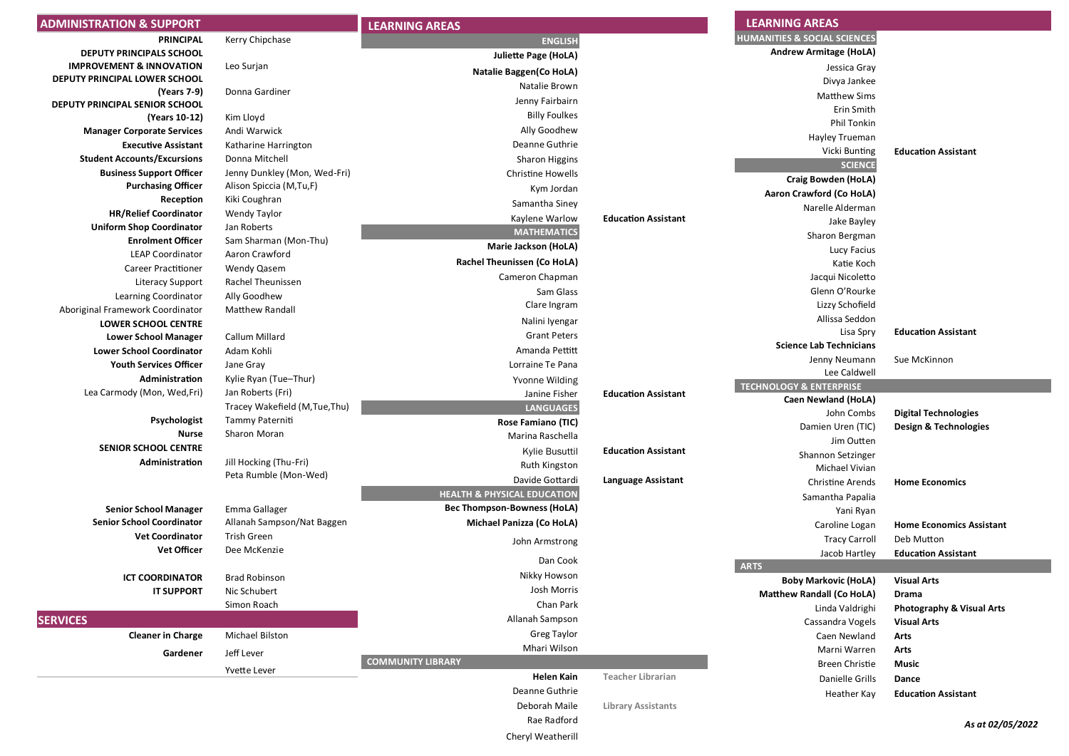## ADMINISTRATION & SUPPORT

| | |
|---|---|
| **PRINCIPAL** | Kerry Chipchase |
| **DEPUTY PRINCIPALS SCHOOL IMPROVEMENT & INNOVATION** | Leo Surjan |
| **DEPUTY PRINCIPAL LOWER SCHOOL (Years 7-9)** | Donna Gardiner |
| **DEPUTY PRINCIPAL SENIOR SCHOOL (Years 10-12)** | Kim Lloyd |
| **Manager Corporate Services** | Andi Warwick |
| **Executive Assistant** | Katharine Harrington |
| **Student Accounts/Excursions** | Donna Mitchell |
| **Business Support Officer** | Jenny Dunkley (Mon, Wed-Fri) |
| **Purchasing Officer** | Alison Spiccia (M,Tu,F) |
| **Reception** | Kiki Coughran |
| **HR/Relief Coordinator** | Wendy Taylor |
| **Uniform Shop Coordinator** | Jan Roberts |
| **Enrolment Officer** | Sam Sharman (Mon-Thu) |
| LEAP Coordinator | Aaron Crawford |
| Career Practitioner | Wendy Qasem |
| Literacy Support | Rachel Theunissen |
| Learning Coordinator | Ally Goodhew |
| Aboriginal Framework Coordinator | Matthew Randall |
| **LOWER SCHOOL CENTRE** | |
| **Lower School Manager** | Callum Millard |
| **Lower School Coordinator** | Adam Kohli |
| **Youth Services Officer** | Jane Gray |
| **Administration** | Kylie Ryan (Tue–Thur) |
| Lea Carmody (Mon, Wed,Fri) | Jan Roberts (Fri) |
| | Tracey Wakefield (M,Tue,Thu) |
| **Psychologist** | Tammy Paterniti |
| **Nurse** | Sharon Moran |
| **SENIOR SCHOOL CENTRE** | |
| **Administration** | Jill Hocking (Thu-Fri) |
| | Peta Rumble (Mon-Wed) |
| **Senior School Manager** | Emma Gallager |
| **Senior School Coordinator** | Allanah Sampson/Nat Baggen |
| **Vet Coordinator** | Trish Green |
| **Vet Officer** | Dee McKenzie |
| **ICT COORDINATOR** | Brad Robinson |
| **IT SUPPORT** | Nic Schubert |
| | Simon Roach |

## SERVICES

| | |
|---|---|
| **Cleaner in Charge** | Michael Bilston |
| **Gardener** | Jeff Lever |
| | Yvette Lever |

## LEARNING AREAS

### ENGLISH

| | |
|---|---|
| **Juliette Page (HoLA)** | |
| **Natalie Baggen(Co HoLA)** | |
| Natalie Brown | |
| Jenny Fairbairn | |
| Billy Foulkes | |
| Ally Goodhew | |
| Deanne Guthrie | |
| Sharon Higgins | |
| Christine Howells | |
| Kym Jordan | |
| Samantha Siney | |
| Kaylene Warlow | **Education Assistant** |

### MATHEMATICS

| | |
|---|---|
| **Marie Jackson (HoLA)** | |
| **Rachel Theunissen (Co HoLA)** | |
| Cameron Chapman | |
| Sam Glass | |
| Clare Ingram | |
| Nalini Iyengar | |
| Grant Peters | |
| Amanda Pettitt | |
| Lorraine Te Pana | |
| Yvonne Wilding | |
| Janine Fisher | **Education Assistant** |

### LANGUAGES

| | |
|---|---|
| **Rose Famiano (TIC)** | |
| Marina Raschella | |
| Kylie Busuttil | **Education Assistant** |
| Ruth Kingston | |
| Davide Gottardi | **Language Assistant** |

### HEALTH & PHYSICAL EDUCATION

| |
|---|
| **Bec Thompson-Bowness (HoLA)** |
| **Michael Panizza (Co HoLA)** |
| John Armstrong |
| Dan Cook |
| Nikky Howson |
| Josh Morris |
| Chan Park |
| Allanah Sampson |
| Greg Taylor |
| Mhari Wilson |

### COMMUNITY LIBRARY

| | |
|---|---|
| **Helen Kain** | Teacher Librarian |
| Deanne Guthrie | |
| Deborah Maile | Library Assistants |
| Rae Radford | |
| Cheryl Weatherill | |

## LEARNING AREAS

### HUMANITIES & SOCIAL SCIENCES

| | |
|---|---|
| **Andrew Armitage (HoLA)** | |
| Jessica Gray | |
| Divya Jankee | |
| Matthew Sims | |
| Erin Smith | |
| Phil Tonkin | |
| Hayley Trueman | |
| Vicki Bunting | **Education Assistant** |

### SCIENCE

| | |
|---|---|
| **Craig Bowden (HoLA)** | |
| **Aaron Crawford (Co HoLA)** | |
| Narelle Alderman | |
| Jake Bayley | |
| Sharon Bergman | |
| Lucy Facius | |
| Katie Koch | |
| Jacqui Nicoletto | |
| Glenn O'Rourke | |
| Lizzy Schofield | |
| Allissa Seddon | |
| Lisa Spry | **Education Assistant** |
| **Science Lab Technicians** | |
| Jenny Neumann | Sue McKinnon |
| Lee Caldwell | |

### TECHNOLOGY & ENTERPRISE

| | |
|---|---|
| **Caen Newland (HoLA)** | |
| John Combs | **Digital Technologies** |
| Damien Uren (TIC) | **Design & Technologies** |
| Jim Outten | |
| Shannon Setzinger | |
| Michael Vivian | |
| Christine Arends | **Home Economics** |
| Samantha Papalia | |
| Yani Ryan | |
| Caroline Logan | **Home Economics Assistant** |
| Tracy Carroll | Deb Mutton |
| Jacob Hartley | **Education Assistant** |

### ARTS

| | |
|---|---|
| **Boby Markovic (HoLA)** | **Visual Arts** |
| **Matthew Randall (Co HoLA)** | **Drama** |
| Linda Valdrighi | **Photography & Visual Arts** |
| Cassandra Vogels | **Visual Arts** |
| Caen Newland | **Arts** |
| Marni Warren | **Arts** |
| Breen Christie | **Music** |
| Danielle Grills | **Dance** |
| Heather Kay | **Education Assistant** |

***As at 02/05/2022***